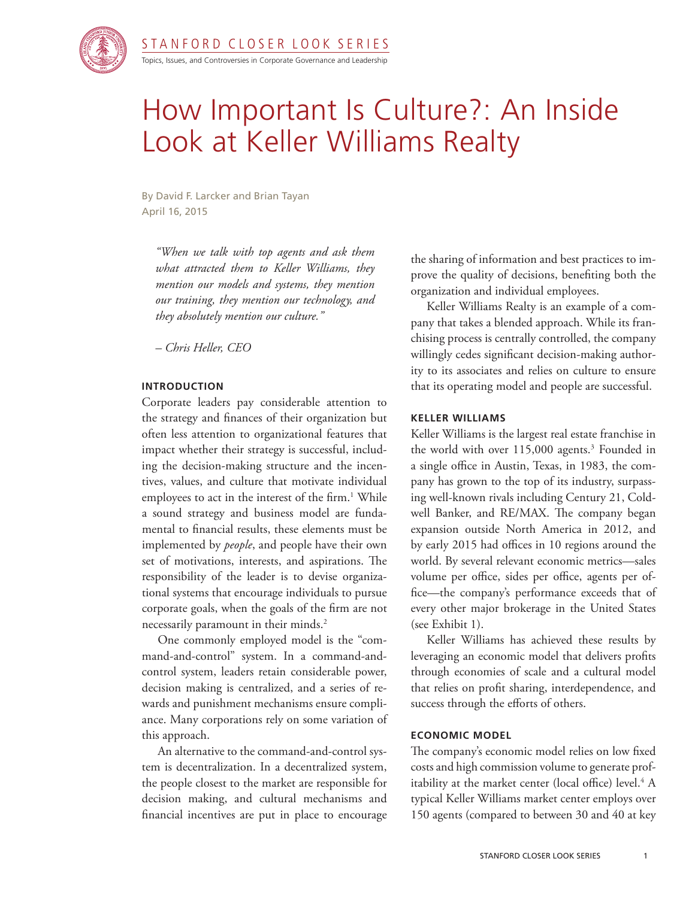# How Important Is Culture?: An Inside Look at Keller Williams Realty

By David F. Larcker and Brian Tayan
April 16, 2015

> *"When we talk with top agents and ask them what attracted them to Keller Williams, they mention our models and systems, they mention our training, they mention our technology, and they absolutely mention our culture."*
>
> *– Chris Heller, CEO*

## INTRODUCTION

Corporate leaders pay considerable attention to the strategy and finances of their organization but often less attention to organizational features that impact whether their strategy is successful, including the decision-making structure and the incentives, values, and culture that motivate individual employees to act in the interest of the firm.[1] While a sound strategy and business model are fundamental to financial results, these elements must be implemented by *people*, and people have their own set of motivations, interests, and aspirations. The responsibility of the leader is to devise organizational systems that encourage individuals to pursue corporate goals, when the goals of the firm are not necessarily paramount in their minds.[2]

One commonly employed model is the "command-and-control" system. In a command-and-control system, leaders retain considerable power, decision making is centralized, and a series of rewards and punishment mechanisms ensure compliance. Many corporations rely on some variation of this approach.

An alternative to the command-and-control system is decentralization. In a decentralized system, the people closest to the market are responsible for decision making, and cultural mechanisms and financial incentives are put in place to encourage the sharing of information and best practices to improve the quality of decisions, benefiting both the organization and individual employees.

Keller Williams Realty is an example of a company that takes a blended approach. While its franchising process is centrally controlled, the company willingly cedes significant decision-making authority to its associates and relies on culture to ensure that its operating model and people are successful.

## KELLER WILLIAMS

Keller Williams is the largest real estate franchise in the world with over 115,000 agents.[3] Founded in a single office in Austin, Texas, in 1983, the company has grown to the top of its industry, surpassing well-known rivals including Century 21, Coldwell Banker, and RE/MAX. The company began expansion outside North America in 2012, and by early 2015 had offices in 10 regions around the world. By several relevant economic metrics—sales volume per office, sides per office, agents per office—the company's performance exceeds that of every other major brokerage in the United States (see Exhibit 1).

Keller Williams has achieved these results by leveraging an economic model that delivers profits through economies of scale and a cultural model that relies on profit sharing, interdependence, and success through the efforts of others.

## ECONOMIC MODEL

The company's economic model relies on low fixed costs and high commission volume to generate profitability at the market center (local office) level.[4] A typical Keller Williams market center employs over 150 agents (compared to between 30 and 40 at key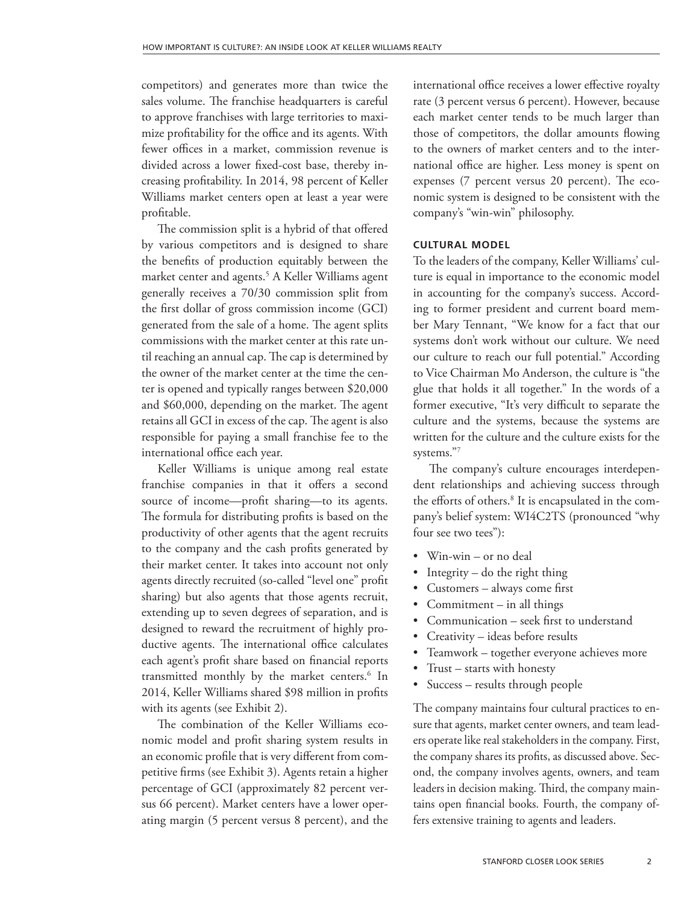competitors) and generates more than twice the sales volume. The franchise headquarters is careful to approve franchises with large territories to maximize profitability for the office and its agents. With fewer offices in a market, commission revenue is divided across a lower fixed-cost base, thereby increasing profitability. In 2014, 98 percent of Keller Williams market centers open at least a year were profitable.

The commission split is a hybrid of that offered by various competitors and is designed to share the benefits of production equitably between the market center and agents.[5] A Keller Williams agent generally receives a 70/30 commission split from the first dollar of gross commission income (GCI) generated from the sale of a home. The agent splits commissions with the market center at this rate until reaching an annual cap. The cap is determined by the owner of the market center at the time the center is opened and typically ranges between $20,000 and $60,000, depending on the market. The agent retains all GCI in excess of the cap. The agent is also responsible for paying a small franchise fee to the international office each year.

Keller Williams is unique among real estate franchise companies in that it offers a second source of income—profit sharing—to its agents. The formula for distributing profits is based on the productivity of other agents that the agent recruits to the company and the cash profits generated by their market center. It takes into account not only agents directly recruited (so-called "level one" profit sharing) but also agents that those agents recruit, extending up to seven degrees of separation, and is designed to reward the recruitment of highly productive agents. The international office calculates each agent's profit share based on financial reports transmitted monthly by the market centers.[6] In 2014, Keller Williams shared $98 million in profits with its agents (see Exhibit 2).

The combination of the Keller Williams economic model and profit sharing system results in an economic profile that is very different from competitive firms (see Exhibit 3). Agents retain a higher percentage of GCI (approximately 82 percent versus 66 percent). Market centers have a lower operating margin (5 percent versus 8 percent), and the international office receives a lower effective royalty rate (3 percent versus 6 percent). However, because each market center tends to be much larger than those of competitors, the dollar amounts flowing to the owners of market centers and to the international office are higher. Less money is spent on expenses (7 percent versus 20 percent). The economic system is designed to be consistent with the company's "win-win" philosophy.

## CULTURAL MODEL

To the leaders of the company, Keller Williams' culture is equal in importance to the economic model in accounting for the company's success. According to former president and current board member Mary Tennant, "We know for a fact that our systems don't work without our culture. We need our culture to reach our full potential." According to Vice Chairman Mo Anderson, the culture is "the glue that holds it all together." In the words of a former executive, "It's very difficult to separate the culture and the systems, because the systems are written for the culture and the culture exists for the systems."[7]

The company's culture encourages interdependent relationships and achieving success through the efforts of others.[8] It is encapsulated in the company's belief system: WI4C2TS (pronounced "why four see two tees"):

- Win-win – or no deal
- Integrity – do the right thing
- Customers – always come first
- Commitment – in all things
- Communication – seek first to understand
- Creativity – ideas before results
- Teamwork – together everyone achieves more
- Trust – starts with honesty
- Success – results through people

The company maintains four cultural practices to ensure that agents, market center owners, and team leaders operate like real stakeholders in the company. First, the company shares its profits, as discussed above. Second, the company involves agents, owners, and team leaders in decision making. Third, the company maintains open financial books. Fourth, the company offers extensive training to agents and leaders.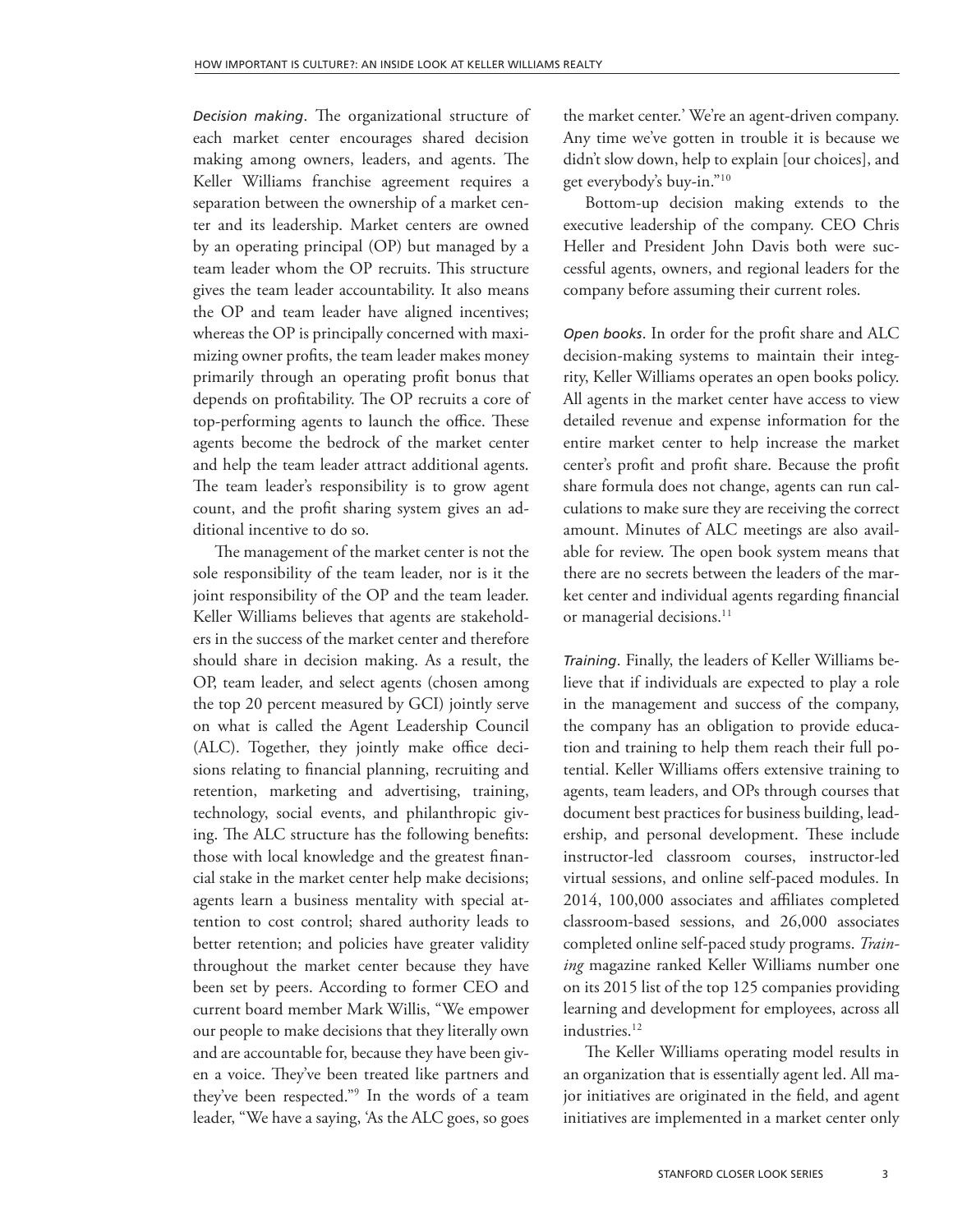*Decision making*. The organizational structure of each market center encourages shared decision making among owners, leaders, and agents. The Keller Williams franchise agreement requires a separation between the ownership of a market center and its leadership. Market centers are owned by an operating principal (OP) but managed by a team leader whom the OP recruits. This structure gives the team leader accountability. It also means the OP and team leader have aligned incentives; whereas the OP is principally concerned with maximizing owner profits, the team leader makes money primarily through an operating profit bonus that depends on profitability. The OP recruits a core of top-performing agents to launch the office. These agents become the bedrock of the market center and help the team leader attract additional agents. The team leader's responsibility is to grow agent count, and the profit sharing system gives an additional incentive to do so.

The management of the market center is not the sole responsibility of the team leader, nor is it the joint responsibility of the OP and the team leader. Keller Williams believes that agents are stakeholders in the success of the market center and therefore should share in decision making. As a result, the OP, team leader, and select agents (chosen among the top 20 percent measured by GCI) jointly serve on what is called the Agent Leadership Council (ALC). Together, they jointly make office decisions relating to financial planning, recruiting and retention, marketing and advertising, training, technology, social events, and philanthropic giving. The ALC structure has the following benefits: those with local knowledge and the greatest financial stake in the market center help make decisions; agents learn a business mentality with special attention to cost control; shared authority leads to better retention; and policies have greater validity throughout the market center because they have been set by peers. According to former CEO and current board member Mark Willis, "We empower our people to make decisions that they literally own and are accountable for, because they have been given a voice. They've been treated like partners and they've been respected."[9] In the words of a team leader, "We have a saying, 'As the ALC goes, so goes the market center.' We're an agent-driven company. Any time we've gotten in trouble it is because we didn't slow down, help to explain [our choices], and get everybody's buy-in."[10]

Bottom-up decision making extends to the executive leadership of the company. CEO Chris Heller and President John Davis both were successful agents, owners, and regional leaders for the company before assuming their current roles.

*Open books*. In order for the profit share and ALC decision-making systems to maintain their integrity, Keller Williams operates an open books policy. All agents in the market center have access to view detailed revenue and expense information for the entire market center to help increase the market center's profit and profit share. Because the profit share formula does not change, agents can run calculations to make sure they are receiving the correct amount. Minutes of ALC meetings are also available for review. The open book system means that there are no secrets between the leaders of the market center and individual agents regarding financial or managerial decisions.[11]

*Training*. Finally, the leaders of Keller Williams believe that if individuals are expected to play a role in the management and success of the company, the company has an obligation to provide education and training to help them reach their full potential. Keller Williams offers extensive training to agents, team leaders, and OPs through courses that document best practices for business building, leadership, and personal development. These include instructor-led classroom courses, instructor-led virtual sessions, and online self-paced modules. In 2014, 100,000 associates and affiliates completed classroom-based sessions, and 26,000 associates completed online self-paced study programs. *Training* magazine ranked Keller Williams number one on its 2015 list of the top 125 companies providing learning and development for employees, across all industries.[12]

The Keller Williams operating model results in an organization that is essentially agent led. All major initiatives are originated in the field, and agent initiatives are implemented in a market center only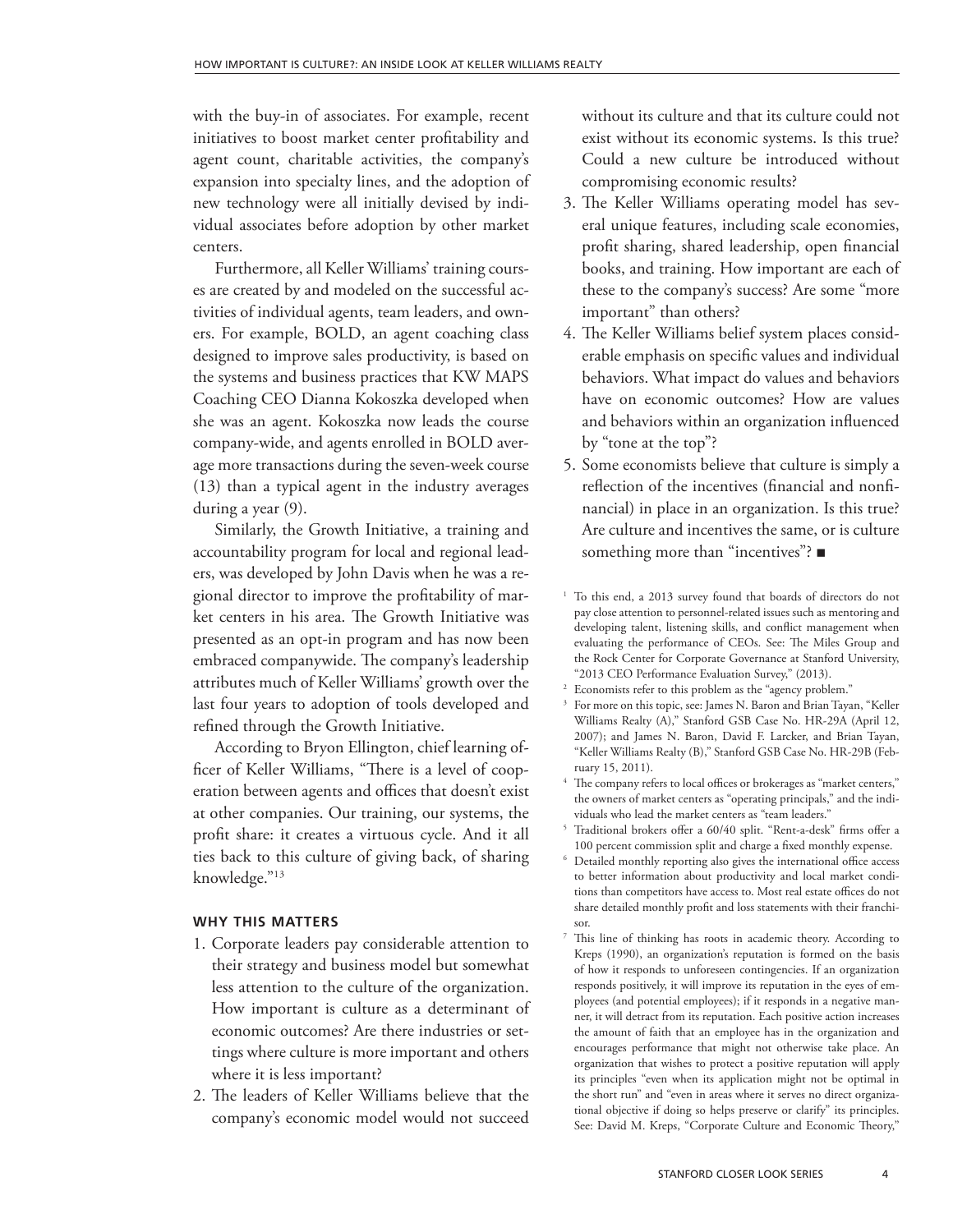with the buy-in of associates. For example, recent initiatives to boost market center profitability and agent count, charitable activities, the company's expansion into specialty lines, and the adoption of new technology were all initially devised by individual associates before adoption by other market centers.

Furthermore, all Keller Williams' training courses are created by and modeled on the successful activities of individual agents, team leaders, and owners. For example, BOLD, an agent coaching class designed to improve sales productivity, is based on the systems and business practices that KW MAPS Coaching CEO Dianna Kokoszka developed when she was an agent. Kokoszka now leads the course company-wide, and agents enrolled in BOLD average more transactions during the seven-week course (13) than a typical agent in the industry averages during a year (9).

Similarly, the Growth Initiative, a training and accountability program for local and regional leaders, was developed by John Davis when he was a regional director to improve the profitability of market centers in his area. The Growth Initiative was presented as an opt-in program and has now been embraced companywide. The company's leadership attributes much of Keller Williams' growth over the last four years to adoption of tools developed and refined through the Growth Initiative.

According to Bryon Ellington, chief learning officer of Keller Williams, "There is a level of cooperation between agents and offices that doesn't exist at other companies. Our training, our systems, the profit share: it creates a virtuous cycle. And it all ties back to this culture of giving back, of sharing knowledge."[13]

## WHY THIS MATTERS

1. Corporate leaders pay considerable attention to their strategy and business model but somewhat less attention to the culture of the organization. How important is culture as a determinant of economic outcomes? Are there industries or settings where culture is more important and others where it is less important?
2. The leaders of Keller Williams believe that the company's economic model would not succeed without its culture and that its culture could not exist without its economic systems. Is this true? Could a new culture be introduced without compromising economic results?
3. The Keller Williams operating model has several unique features, including scale economies, profit sharing, shared leadership, open financial books, and training. How important are each of these to the company's success? Are some "more important" than others?
4. The Keller Williams belief system places considerable emphasis on specific values and individual behaviors. What impact do values and behaviors have on economic outcomes? How are values and behaviors within an organization influenced by "tone at the top"?
5. Some economists believe that culture is simply a reflection of the incentives (financial and nonfinancial) in place in an organization. Is this true? Are culture and incentives the same, or is culture something more than "incentives"? ■

[1] To this end, a 2013 survey found that boards of directors do not pay close attention to personnel-related issues such as mentoring and developing talent, listening skills, and conflict management when evaluating the performance of CEOs. See: The Miles Group and the Rock Center for Corporate Governance at Stanford University, "2013 CEO Performance Evaluation Survey," (2013).

[2] Economists refer to this problem as the "agency problem."

[3] For more on this topic, see: James N. Baron and Brian Tayan, "Keller Williams Realty (A)," Stanford GSB Case No. HR-29A (April 12, 2007); and James N. Baron, David F. Larcker, and Brian Tayan, "Keller Williams Realty (B)," Stanford GSB Case No. HR-29B (February 15, 2011).

[4] The company refers to local offices or brokerages as "market centers," the owners of market centers as "operating principals," and the individuals who lead the market centers as "team leaders."

[5] Traditional brokers offer a 60/40 split. "Rent-a-desk" firms offer a 100 percent commission split and charge a fixed monthly expense.

[6] Detailed monthly reporting also gives the international office access to better information about productivity and local market conditions than competitors have access to. Most real estate offices do not share detailed monthly profit and loss statements with their franchisor.

[7] This line of thinking has roots in academic theory. According to Kreps (1990), an organization's reputation is formed on the basis of how it responds to unforeseen contingencies. If an organization responds positively, it will improve its reputation in the eyes of employees (and potential employees); if it responds in a negative manner, it will detract from its reputation. Each positive action increases the amount of faith that an employee has in the organization and encourages performance that might not otherwise take place. An organization that wishes to protect a positive reputation will apply its principles "even when its application might not be optimal in the short run" and "even in areas where it serves no direct organizational objective if doing so helps preserve or clarify" its principles. See: David M. Kreps, "Corporate Culture and Economic Theory,"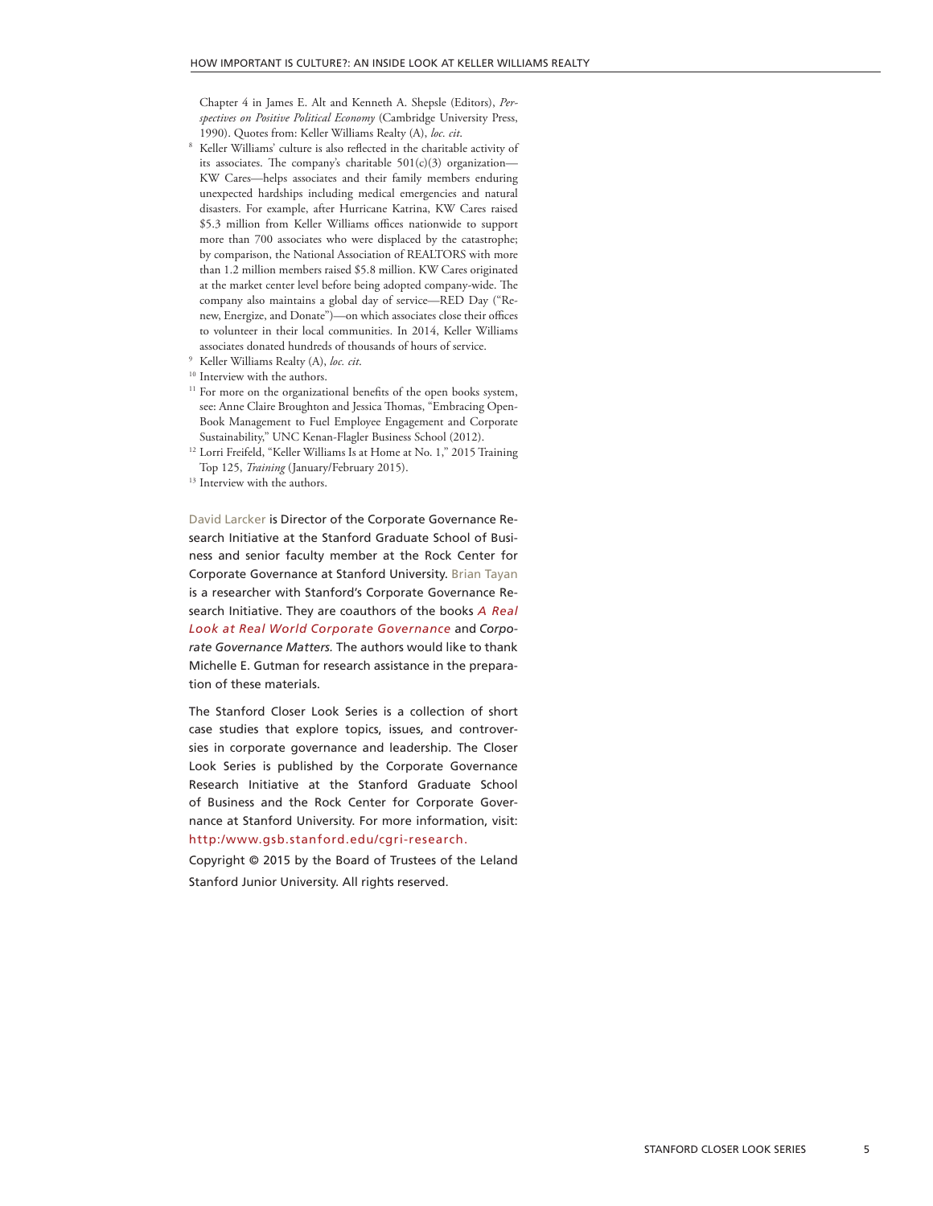Chapter 4 in James E. Alt and Kenneth A. Shepsle (Editors), *Perspectives on Positive Political Economy* (Cambridge University Press, 1990). Quotes from: Keller Williams Realty (A), *loc. cit.*

[8] Keller Williams' culture is also reflected in the charitable activity of its associates. The company's charitable 501(c)(3) organization—KW Cares—helps associates and their family members enduring unexpected hardships including medical emergencies and natural disasters. For example, after Hurricane Katrina, KW Cares raised $5.3 million from Keller Williams offices nationwide to support more than 700 associates who were displaced by the catastrophe; by comparison, the National Association of REALTORS with more than 1.2 million members raised $5.8 million. KW Cares originated at the market center level before being adopted company-wide. The company also maintains a global day of service—RED Day ("Renew, Energize, and Donate")—on which associates close their offices to volunteer in their local communities. In 2014, Keller Williams associates donated hundreds of thousands of hours of service.

[9] Keller Williams Realty (A), *loc. cit.*

[10] Interview with the authors.

[11] For more on the organizational benefits of the open books system, see: Anne Claire Broughton and Jessica Thomas, "Embracing Open-Book Management to Fuel Employee Engagement and Corporate Sustainability," UNC Kenan-Flagler Business School (2012).

[12] Lorri Freifeld, "Keller Williams Is at Home at No. 1," 2015 Training Top 125, *Training* (January/February 2015).

[13] Interview with the authors.

David Larcker is Director of the Corporate Governance Research Initiative at the Stanford Graduate School of Business and senior faculty member at the Rock Center for Corporate Governance at Stanford University. Brian Tayan is a researcher with Stanford's Corporate Governance Research Initiative. They are coauthors of the books *A Real Look at Real World Corporate Governance* and *Corporate Governance Matters.* The authors would like to thank Michelle E. Gutman for research assistance in the preparation of these materials.

The Stanford Closer Look Series is a collection of short case studies that explore topics, issues, and controversies in corporate governance and leadership. The Closer Look Series is published by the Corporate Governance Research Initiative at the Stanford Graduate School of Business and the Rock Center for Corporate Governance at Stanford University. For more information, visit: http:/www.gsb.stanford.edu/cgri-research.

Copyright © 2015 by the Board of Trustees of the Leland Stanford Junior University. All rights reserved.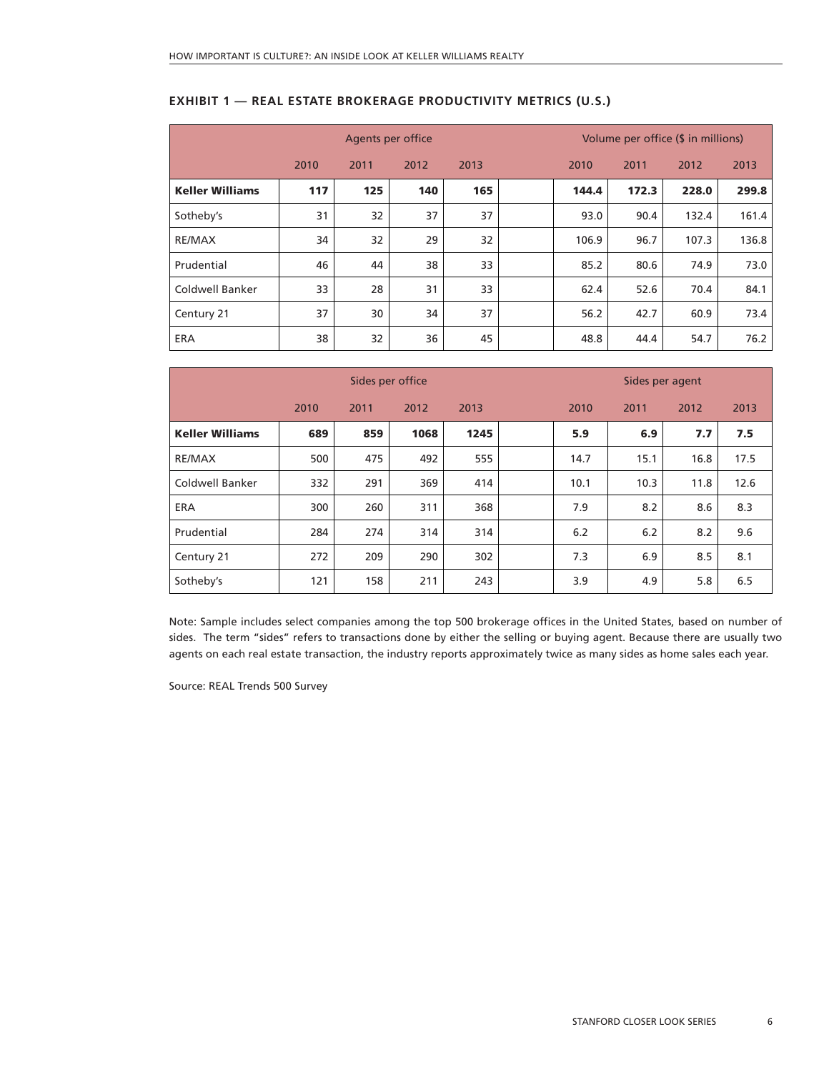**EXHIBIT 1 — REAL ESTATE BROKERAGE PRODUCTIVITY METRICS (U.S.)**

| | Agents per office | | | | | Volume per office ($ in millions) | | | |
|---|---|---|---|---|---|---|---|---|---|
| | 2010 | 2011 | 2012 | 2013 | | 2010 | 2011 | 2012 | 2013 |
| **Keller Williams** | **117** | **125** | **140** | **165** | | **144.4** | **172.3** | **228.0** | **299.8** |
| Sotheby's | 31 | 32 | 37 | 37 | | 93.0 | 90.4 | 132.4 | 161.4 |
| RE/MAX | 34 | 32 | 29 | 32 | | 106.9 | 96.7 | 107.3 | 136.8 |
| Prudential | 46 | 44 | 38 | 33 | | 85.2 | 80.6 | 74.9 | 73.0 |
| Coldwell Banker | 33 | 28 | 31 | 33 | | 62.4 | 52.6 | 70.4 | 84.1 |
| Century 21 | 37 | 30 | 34 | 37 | | 56.2 | 42.7 | 60.9 | 73.4 |
| ERA | 38 | 32 | 36 | 45 | | 48.8 | 44.4 | 54.7 | 76.2 |

| | Sides per office | | | | | Sides per agent | | | |
|---|---|---|---|---|---|---|---|---|---|
| | 2010 | 2011 | 2012 | 2013 | | 2010 | 2011 | 2012 | 2013 |
| **Keller Williams** | **689** | **859** | **1068** | **1245** | | **5.9** | **6.9** | **7.7** | **7.5** |
| RE/MAX | 500 | 475 | 492 | 555 | | 14.7 | 15.1 | 16.8 | 17.5 |
| Coldwell Banker | 332 | 291 | 369 | 414 | | 10.1 | 10.3 | 11.8 | 12.6 |
| ERA | 300 | 260 | 311 | 368 | | 7.9 | 8.2 | 8.6 | 8.3 |
| Prudential | 284 | 274 | 314 | 314 | | 6.2 | 6.2 | 8.2 | 9.6 |
| Century 21 | 272 | 209 | 290 | 302 | | 7.3 | 6.9 | 8.5 | 8.1 |
| Sotheby's | 121 | 158 | 211 | 243 | | 3.9 | 4.9 | 5.8 | 6.5 |

Note: Sample includes select companies among the top 500 brokerage offices in the United States, based on number of sides. The term "sides" refers to transactions done by either the selling or buying agent. Because there are usually two agents on each real estate transaction, the industry reports approximately twice as many sides as home sales each year.

Source: REAL Trends 500 Survey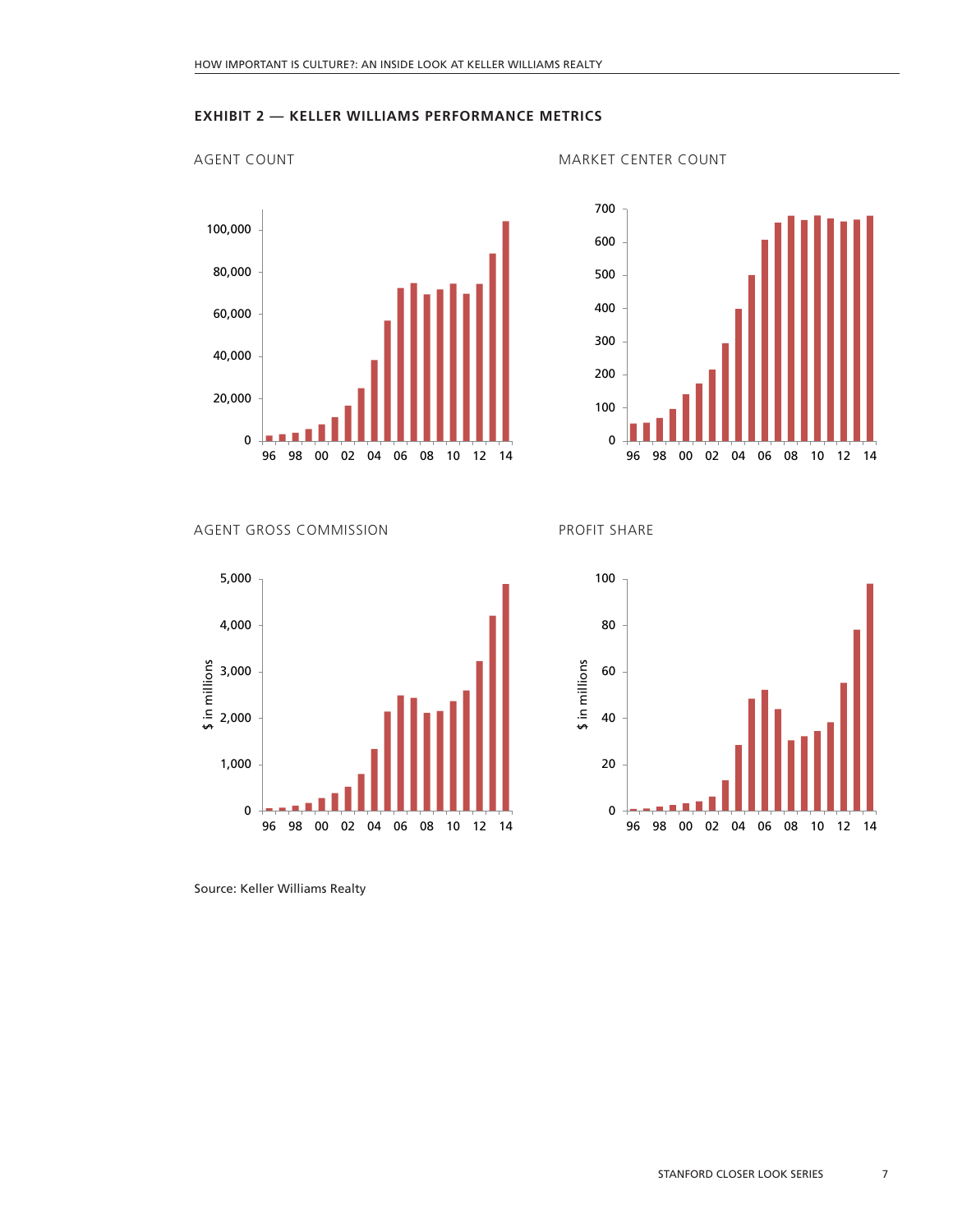## EXHIBIT 2 — KELLER WILLIAMS PERFORMANCE METRICS

AGENT COUNT

100,000
80,000
60,000
40,000
20,000
0
96 98 00 02 04 06 08 10 12 14

MARKET CENTER COUNT

700
600
500
400
300
200
100
0
96 98 00 02 04 06 08 10 12 14

AGENT GROSS COMMISSION

$ in millions
5,000
4,000
3,000
2,000
1,000
0
96 98 00 02 04 06 08 10 12 14

PROFIT SHARE

$ in millions
100
80
60
40
20
0
96 98 00 02 04 06 08 10 12 14

Source: Keller Williams Realty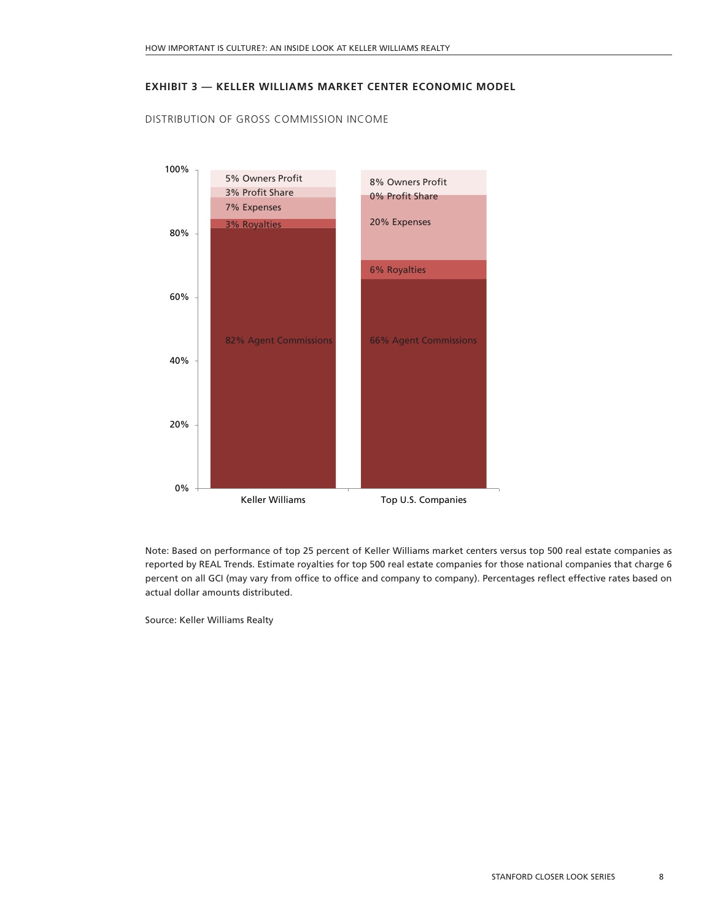## EXHIBIT 3 — KELLER WILLIAMS MARKET CENTER ECONOMIC MODEL

DISTRIBUTION OF GROSS COMMISSION INCOME

100%
80%
60%
40%
20%
0%

Keller Williams
5% Owners Profit
3% Profit Share
7% Expenses
3% Royalties
82% Agent Commissions

Top U.S. Companies
8% Owners Profit
0% Profit Share
20% Expenses
6% Royalties
66% Agent Commissions

Note: Based on performance of top 25 percent of Keller Williams market centers versus top 500 real estate companies as reported by REAL Trends. Estimate royalties for top 500 real estate companies for those national companies that charge 6 percent on all GCI (may vary from office to office and company to company). Percentages reflect effective rates based on actual dollar amounts distributed.

Source: Keller Williams Realty